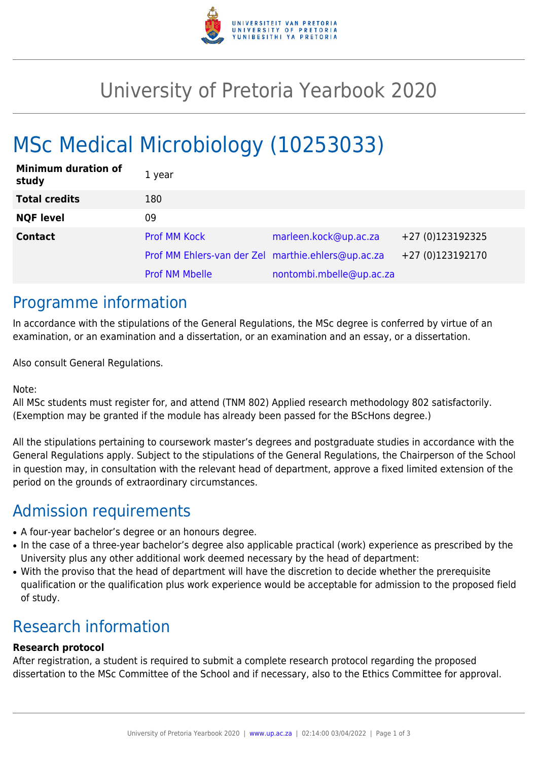# University of Pretoria Yearbook 2020

# MSc Medical Microbiology (10253033)

| | | | |
|---|---|---|---|
| **Minimum duration of study** | 1 year | | |
| **Total credits** | 180 | | |
| **NQF level** | 09 | | |
| **Contact** | Prof MM Kock | marleen.kock@up.ac.za | +27 (0)123192325 |
| | Prof MM Ehlers-van der Zel | marthie.ehlers@up.ac.za | +27 (0)123192170 |
| | Prof NM Mbelle | nontombi.mbelle@up.ac.za | |

## Programme information

In accordance with the stipulations of the General Regulations, the MSc degree is conferred by virtue of an examination, or an examination and a dissertation, or an examination and an essay, or a dissertation.

Also consult General Regulations.

Note:
All MSc students must register for, and attend (TNM 802) Applied research methodology 802 satisfactorily. (Exemption may be granted if the module has already been passed for the BScHons degree.)

All the stipulations pertaining to coursework master's degrees and postgraduate studies in accordance with the General Regulations apply. Subject to the stipulations of the General Regulations, the Chairperson of the School in question may, in consultation with the relevant head of department, approve a fixed limited extension of the period on the grounds of extraordinary circumstances.

## Admission requirements

- A four-year bachelor's degree or an honours degree.
- In the case of a three-year bachelor's degree also applicable practical (work) experience as prescribed by the University plus any other additional work deemed necessary by the head of department:
- With the proviso that the head of department will have the discretion to decide whether the prerequisite qualification or the qualification plus work experience would be acceptable for admission to the proposed field of study.

## Research information

**Research protocol**
After registration, a student is required to submit a complete research protocol regarding the proposed dissertation to the MSc Committee of the School and if necessary, also to the Ethics Committee for approval.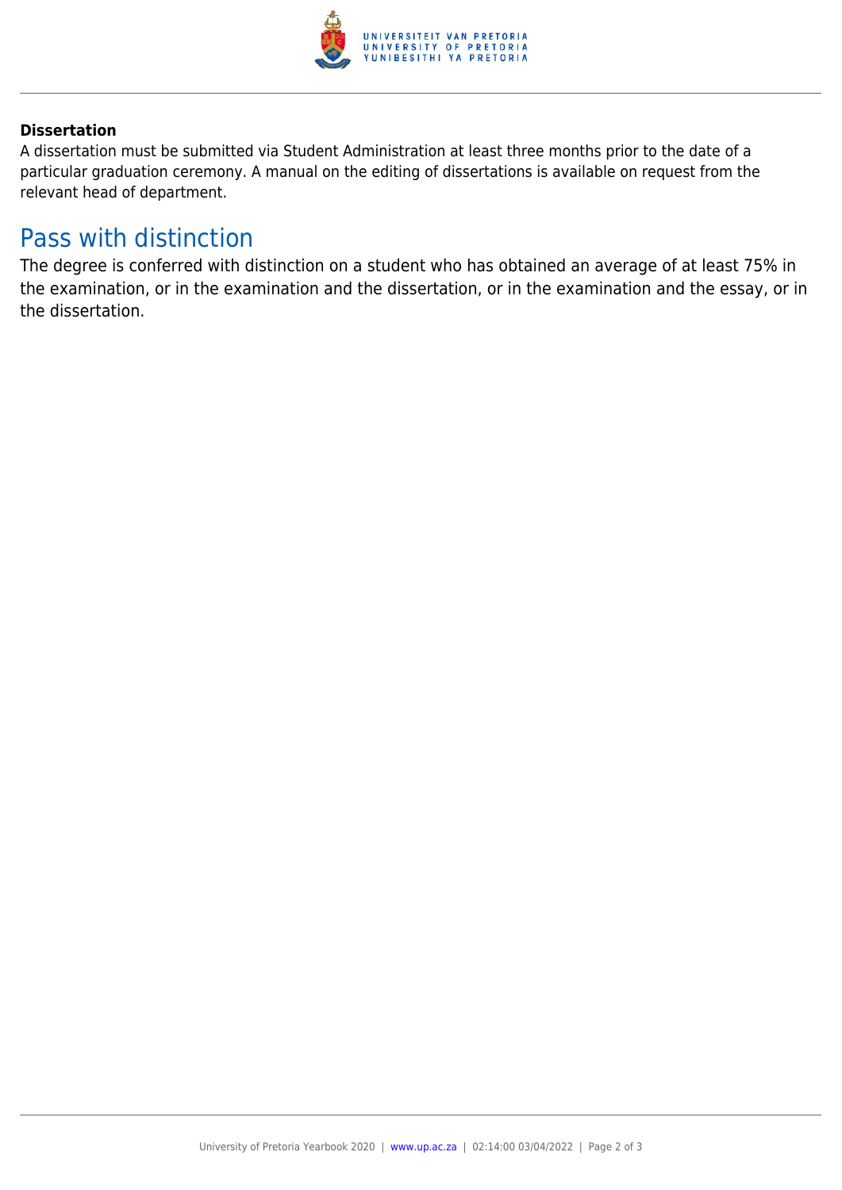**Dissertation**

A dissertation must be submitted via Student Administration at least three months prior to the date of a particular graduation ceremony. A manual on the editing of dissertations is available on request from the relevant head of department.

## Pass with distinction

The degree is conferred with distinction on a student who has obtained an average of at least 75% in the examination, or in the examination and the dissertation, or in the examination and the essay, or in the dissertation.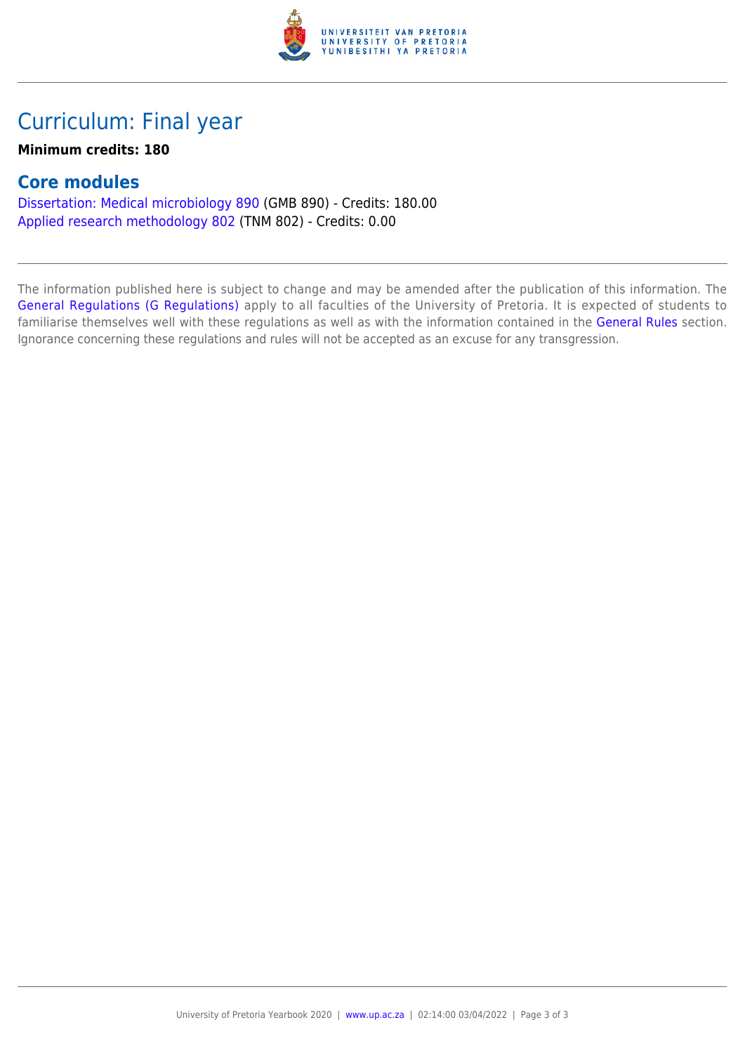## Curriculum: Final year

**Minimum credits: 180**

### Core modules

Dissertation: Medical microbiology 890 (GMB 890) - Credits: 180.00
Applied research methodology 802 (TNM 802) - Credits: 0.00

The information published here is subject to change and may be amended after the publication of this information. The General Regulations (G Regulations) apply to all faculties of the University of Pretoria. It is expected of students to familiarise themselves well with these regulations as well as with the information contained in the General Rules section. Ignorance concerning these regulations and rules will not be accepted as an excuse for any transgression.